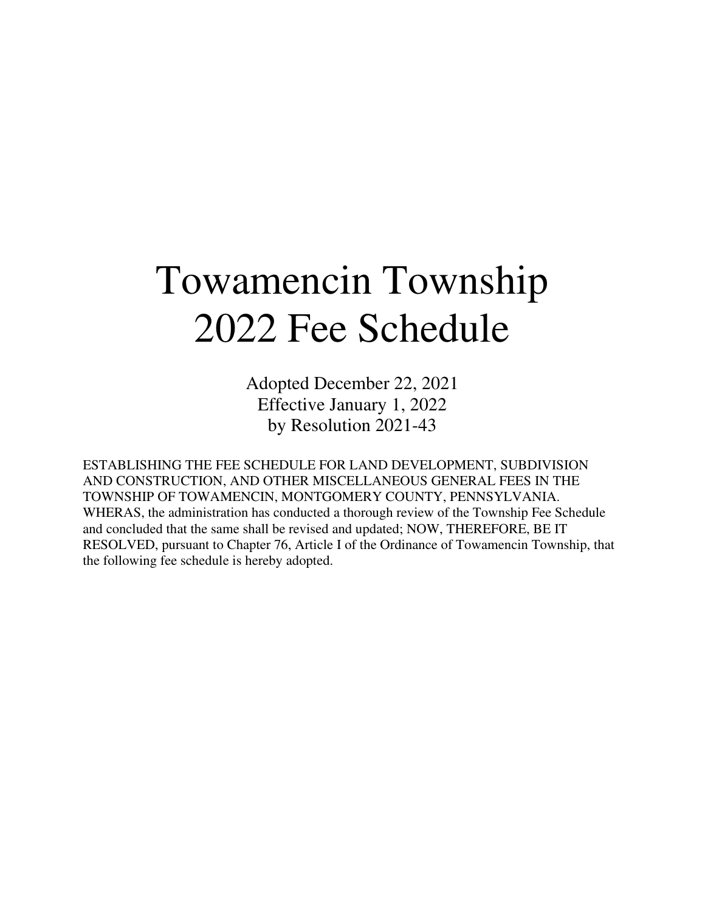# Towamencin Township
# 2022 Fee Schedule

Adopted December 22, 2021
Effective January 1, 2022
by Resolution 2021-43

ESTABLISHING THE FEE SCHEDULE FOR LAND DEVELOPMENT, SUBDIVISION AND CONSTRUCTION, AND OTHER MISCELLANEOUS GENERAL FEES IN THE TOWNSHIP OF TOWAMENCIN, MONTGOMERY COUNTY, PENNSYLVANIA. WHERAS, the administration has conducted a thorough review of the Township Fee Schedule and concluded that the same shall be revised and updated; NOW, THEREFORE, BE IT RESOLVED, pursuant to Chapter 76, Article I of the Ordinance of Towamencin Township, that the following fee schedule is hereby adopted.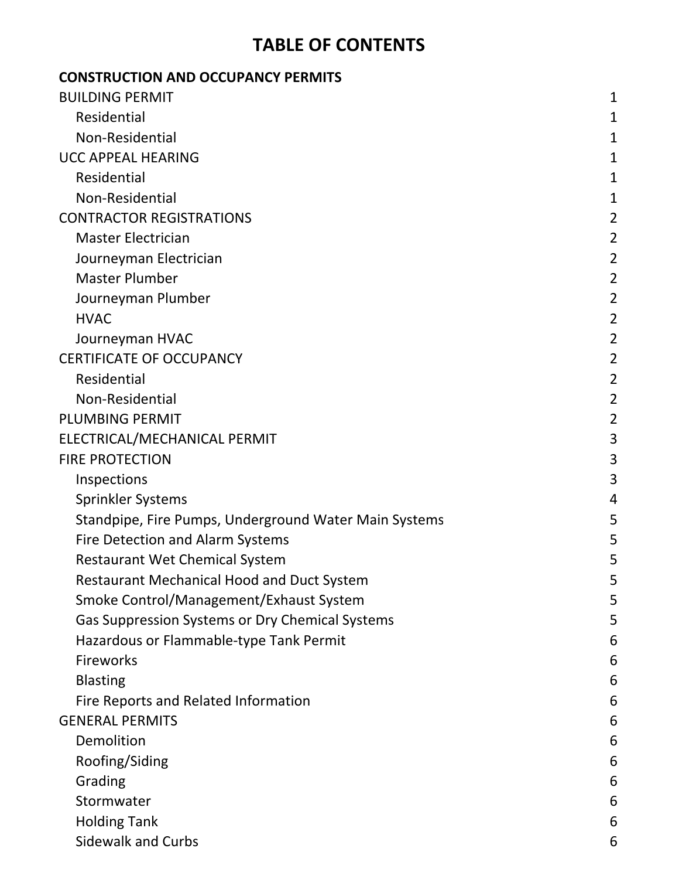# TABLE OF CONTENTS

| **CONSTRUCTION AND OCCUPANCY PERMITS** | |
|---|---|
| BUILDING PERMIT | 1 |
| Residential | 1 |
| Non-Residential | 1 |
| UCC APPEAL HEARING | 1 |
| Residential | 1 |
| Non-Residential | 1 |
| CONTRACTOR REGISTRATIONS | 2 |
| Master Electrician | 2 |
| Journeyman Electrician | 2 |
| Master Plumber | 2 |
| Journeyman Plumber | 2 |
| HVAC | 2 |
| Journeyman HVAC | 2 |
| CERTIFICATE OF OCCUPANCY | 2 |
| Residential | 2 |
| Non-Residential | 2 |
| PLUMBING PERMIT | 2 |
| ELECTRICAL/MECHANICAL PERMIT | 3 |
| FIRE PROTECTION | 3 |
| Inspections | 3 |
| Sprinkler Systems | 4 |
| Standpipe, Fire Pumps, Underground Water Main Systems | 5 |
| Fire Detection and Alarm Systems | 5 |
| Restaurant Wet Chemical System | 5 |
| Restaurant Mechanical Hood and Duct System | 5 |
| Smoke Control/Management/Exhaust System | 5 |
| Gas Suppression Systems or Dry Chemical Systems | 5 |
| Hazardous or Flammable-type Tank Permit | 6 |
| Fireworks | 6 |
| Blasting | 6 |
| Fire Reports and Related Information | 6 |
| GENERAL PERMITS | 6 |
| Demolition | 6 |
| Roofing/Siding | 6 |
| Grading | 6 |
| Stormwater | 6 |
| Holding Tank | 6 |
| Sidewalk and Curbs | 6 |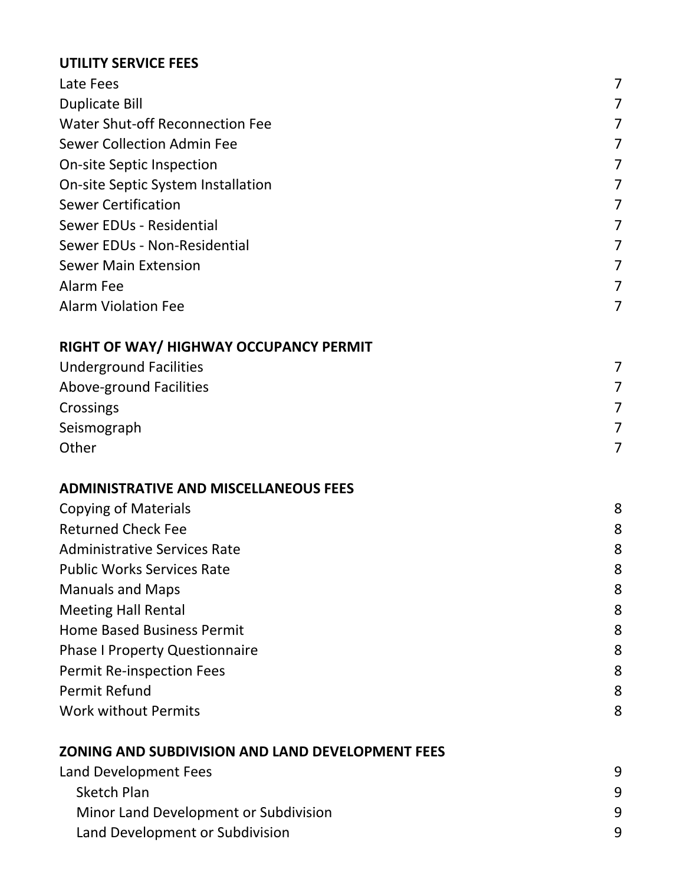**UTILITY SERVICE FEES**

| | |
|---|---|
| Late Fees | 7 |
| Duplicate Bill | 7 |
| Water Shut-off Reconnection Fee | 7 |
| Sewer Collection Admin Fee | 7 |
| On-site Septic Inspection | 7 |
| On-site Septic System Installation | 7 |
| Sewer Certification | 7 |
| Sewer EDUs - Residential | 7 |
| Sewer EDUs - Non-Residential | 7 |
| Sewer Main Extension | 7 |
| Alarm Fee | 7 |
| Alarm Violation Fee | 7 |

**RIGHT OF WAY/ HIGHWAY OCCUPANCY PERMIT**

| | |
|---|---|
| Underground Facilities | 7 |
| Above-ground Facilities | 7 |
| Crossings | 7 |
| Seismograph | 7 |
| Other | 7 |

**ADMINISTRATIVE AND MISCELLANEOUS FEES**

| | |
|---|---|
| Copying of Materials | 8 |
| Returned Check Fee | 8 |
| Administrative Services Rate | 8 |
| Public Works Services Rate | 8 |
| Manuals and Maps | 8 |
| Meeting Hall Rental | 8 |
| Home Based Business Permit | 8 |
| Phase I Property Questionnaire | 8 |
| Permit Re-inspection Fees | 8 |
| Permit Refund | 8 |
| Work without Permits | 8 |

**ZONING AND SUBDIVISION AND LAND DEVELOPMENT FEES**

| | |
|---|---|
| Land Development Fees | 9 |
| Sketch Plan | 9 |
| Minor Land Development or Subdivision | 9 |
| Land Development or Subdivision | 9 |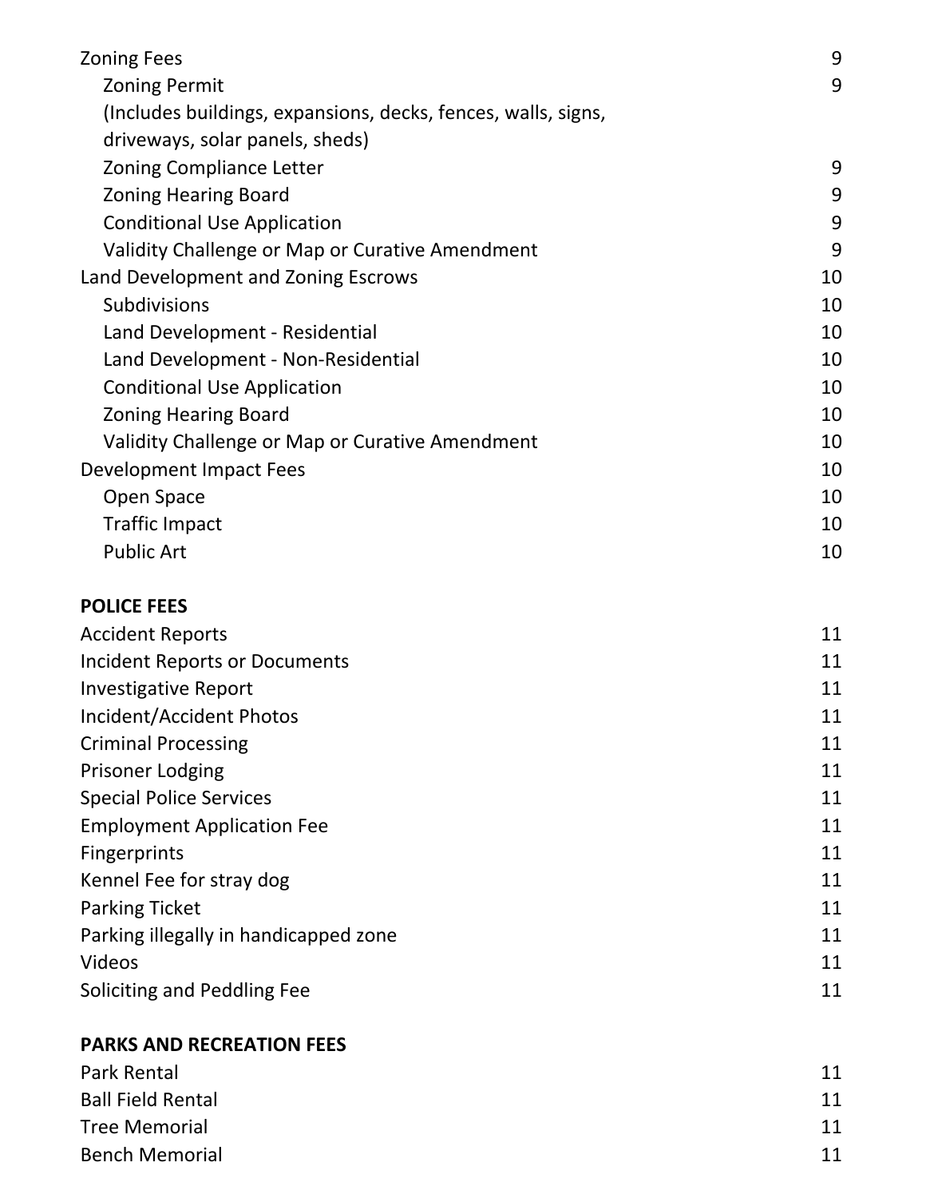| | |
|---|---|
| Zoning Fees | 9 |
| Zoning Permit | 9 |
| (Includes buildings, expansions, decks, fences, walls, signs, driveways, solar panels, sheds) | |
| Zoning Compliance Letter | 9 |
| Zoning Hearing Board | 9 |
| Conditional Use Application | 9 |
| Validity Challenge or Map or Curative Amendment | 9 |
| Land Development and Zoning Escrows | 10 |
| Subdivisions | 10 |
| Land Development - Residential | 10 |
| Land Development - Non-Residential | 10 |
| Conditional Use Application | 10 |
| Zoning Hearing Board | 10 |
| Validity Challenge or Map or Curative Amendment | 10 |
| Development Impact Fees | 10 |
| Open Space | 10 |
| Traffic Impact | 10 |
| Public Art | 10 |

**POLICE FEES**

| | |
|---|---|
| Accident Reports | 11 |
| Incident Reports or Documents | 11 |
| Investigative Report | 11 |
| Incident/Accident Photos | 11 |
| Criminal Processing | 11 |
| Prisoner Lodging | 11 |
| Special Police Services | 11 |
| Employment Application Fee | 11 |
| Fingerprints | 11 |
| Kennel Fee for stray dog | 11 |
| Parking Ticket | 11 |
| Parking illegally in handicapped zone | 11 |
| Videos | 11 |
| Soliciting and Peddling Fee | 11 |

**PARKS AND RECREATION FEES**

| | |
|---|---|
| Park Rental | 11 |
| Ball Field Rental | 11 |
| Tree Memorial | 11 |
| Bench Memorial | 11 |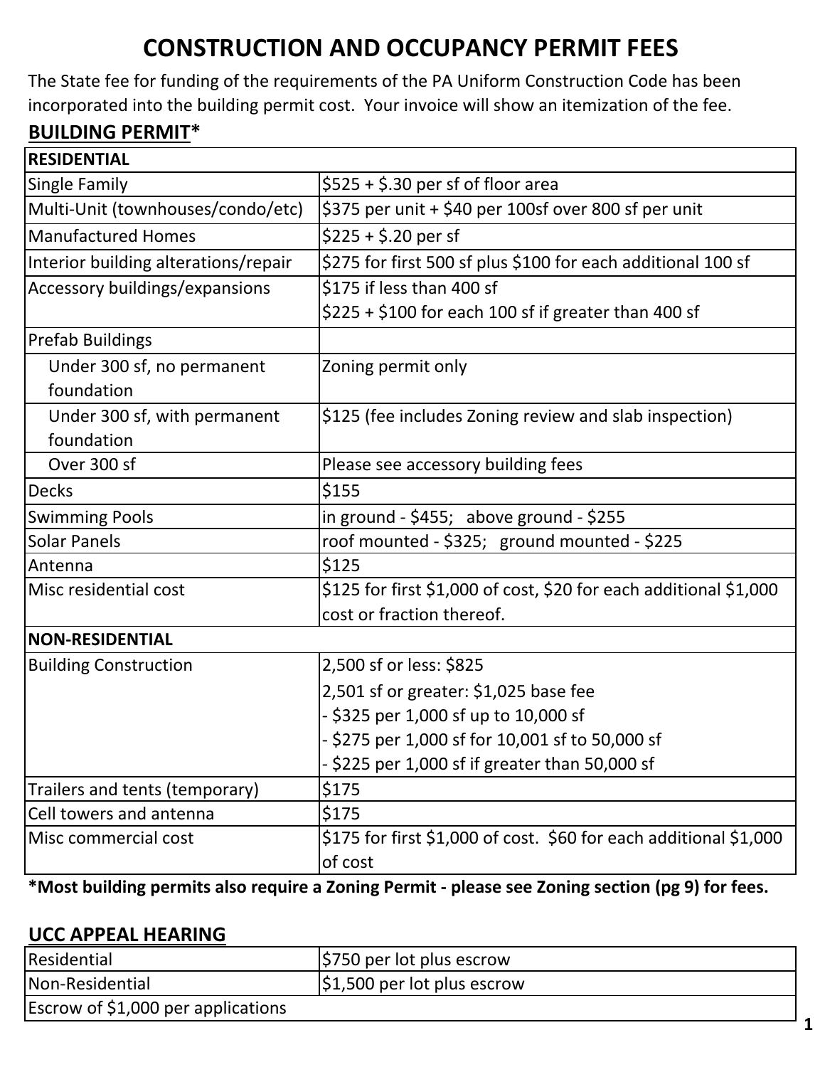# CONSTRUCTION AND OCCUPANCY PERMIT FEES

The State fee for funding of the requirements of the PA Uniform Construction Code has been incorporated into the building permit cost. Your invoice will show an itemization of the fee.

## BUILDING PERMIT*

| RESIDENTIAL | |
|---|---|
| Single Family | $525 + $.30 per sf of floor area |
| Multi-Unit (townhouses/condo/etc) | $375 per unit + $40 per 100sf over 800 sf per unit |
| Manufactured Homes | $225 + $.20 per sf |
| Interior building alterations/repair | $275 for first 500 sf plus $100 for each additional 100 sf |
| Accessory buildings/expansions | $175 if less than 400 sf<br>$225 + $100 for each 100 sf if greater than 400 sf |
| Prefab Buildings | |
| Under 300 sf, no permanent foundation | Zoning permit only |
| Under 300 sf, with permanent foundation | $125 (fee includes Zoning review and slab inspection) |
| Over 300 sf | Please see accessory building fees |
| Decks | $155 |
| Swimming Pools | in ground - $455; above ground - $255 |
| Solar Panels | roof mounted - $325; ground mounted - $225 |
| Antenna | $125 |
| Misc residential cost | $125 for first $1,000 of cost, $20 for each additional $1,000 cost or fraction thereof. |
| **NON-RESIDENTIAL** | |
| Building Construction | 2,500 sf or less: $825<br>2,501 sf or greater: $1,025 base fee<br>- $325 per 1,000 sf up to 10,000 sf<br>- $275 per 1,000 sf for 10,001 sf to 50,000 sf<br>- $225 per 1,000 sf if greater than 50,000 sf |
| Trailers and tents (temporary) | $175 |
| Cell towers and antenna | $175 |
| Misc commercial cost | $175 for first $1,000 of cost. $60 for each additional $1,000 of cost |

**\*Most building permits also require a Zoning Permit - please see Zoning section (pg 9) for fees.**

## UCC APPEAL HEARING

| Residential | $750 per lot plus escrow |
|---|---|
| Non-Residential | $1,500 per lot plus escrow |
| Escrow of $1,000 per applications | |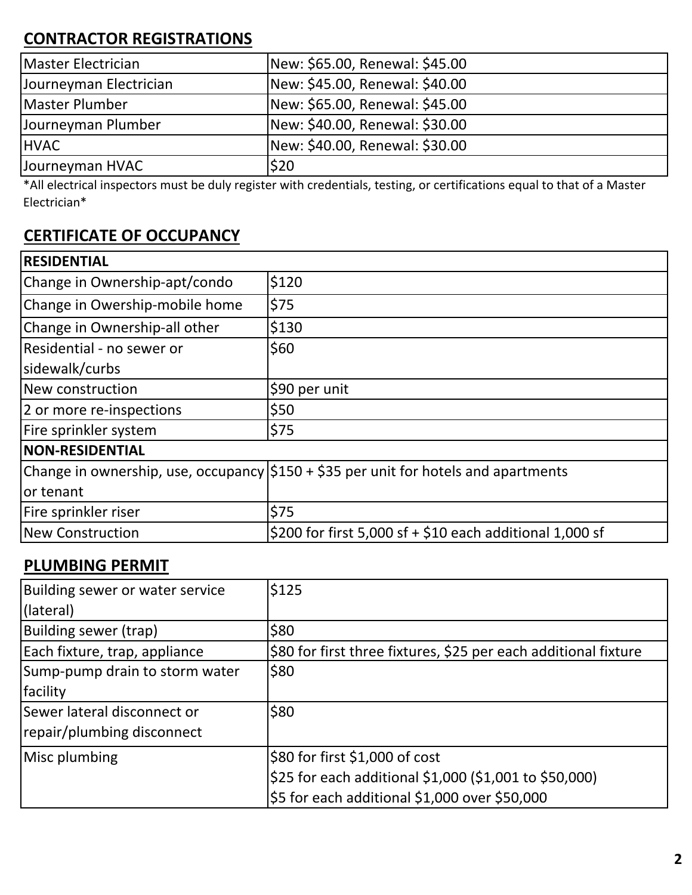## CONTRACTOR REGISTRATIONS

| | |
|---|---|
| Master Electrician | New: $65.00, Renewal: $45.00 |
| Journeyman Electrician | New: $45.00, Renewal: $40.00 |
| Master Plumber | New: $65.00, Renewal: $45.00 |
| Journeyman Plumber | New: $40.00, Renewal: $30.00 |
| HVAC | New: $40.00, Renewal: $30.00 |
| Journeyman HVAC | $20 |

*All electrical inspectors must be duly register with credentials, testing, or certifications equal to that of a Master Electrician*

## CERTIFICATE OF OCCUPANCY

| **RESIDENTIAL** | |
|---|---|
| Change in Ownership-apt/condo | $120 |
| Change in Owership-mobile home | $75 |
| Change in Ownership-all other | $130 |
| Residential - no sewer or sidewalk/curbs | $60 |
| New construction | $90 per unit |
| 2 or more re-inspections | $50 |
| Fire sprinkler system | $75 |
| **NON-RESIDENTIAL** | |
| Change in ownership, use, occupancy or tenant | $150 + $35 per unit for hotels and apartments |
| Fire sprinkler riser | $75 |
| New Construction | $200 for first 5,000 sf + $10 each additional 1,000 sf |

## PLUMBING PERMIT

| | |
|---|---|
| Building sewer or water service (lateral) | $125 |
| Building sewer (trap) | $80 |
| Each fixture, trap, appliance | $80 for first three fixtures, $25 per each additional fixture |
| Sump-pump drain to storm water facility | $80 |
| Sewer lateral disconnect or repair/plumbing disconnect | $80 |
| Misc plumbing | $80 for first $1,000 of cost<br>$25 for each additional $1,000 ($1,001 to $50,000)<br>$5 for each additional $1,000 over $50,000 |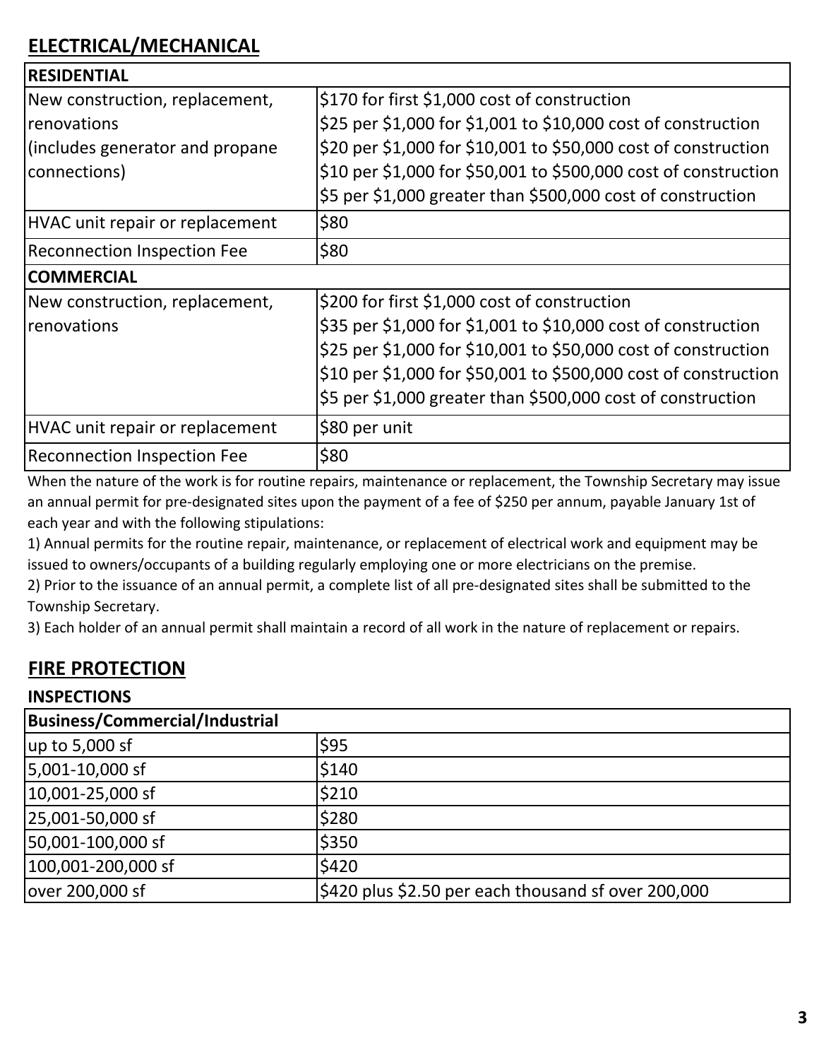## ELECTRICAL/MECHANICAL

| RESIDENTIAL | |
|---|---|
| New construction, replacement, renovations (includes generator and propane connections) | \$170 for first \$1,000 cost of construction<br>\$25 per \$1,000 for \$1,001 to \$10,000 cost of construction<br>\$20 per \$1,000 for \$10,001 to \$50,000 cost of construction<br>\$10 per \$1,000 for \$50,001 to \$500,000 cost of construction<br>\$5 per \$1,000 greater than \$500,000 cost of construction |
| HVAC unit repair or replacement | \$80 |
| Reconnection Inspection Fee | \$80 |
| **COMMERCIAL** | |
| New construction, replacement, renovations | \$200 for first \$1,000 cost of construction<br>\$35 per \$1,000 for \$1,001 to \$10,000 cost of construction<br>\$25 per \$1,000 for \$10,001 to \$50,000 cost of construction<br>\$10 per \$1,000 for \$50,001 to \$500,000 cost of construction<br>\$5 per \$1,000 greater than \$500,000 cost of construction |
| HVAC unit repair or replacement | \$80 per unit |
| Reconnection Inspection Fee | \$80 |

When the nature of the work is for routine repairs, maintenance or replacement, the Township Secretary may issue an annual permit for pre-designated sites upon the payment of a fee of $250 per annum, payable January 1st of each year and with the following stipulations:

1) Annual permits for the routine repair, maintenance, or replacement of electrical work and equipment may be issued to owners/occupants of a building regularly employing one or more electricians on the premise.

2) Prior to the issuance of an annual permit, a complete list of all pre-designated sites shall be submitted to the Township Secretary.

3) Each holder of an annual permit shall maintain a record of all work in the nature of replacement or repairs.

## FIRE PROTECTION

### INSPECTIONS

| Business/Commercial/Industrial | |
|---|---|
| up to 5,000 sf | \$95 |
| 5,001-10,000 sf | \$140 |
| 10,001-25,000 sf | \$210 |
| 25,001-50,000 sf | \$280 |
| 50,001-100,000 sf | \$350 |
| 100,001-200,000 sf | \$420 |
| over 200,000 sf | \$420 plus \$2.50 per each thousand sf over 200,000 |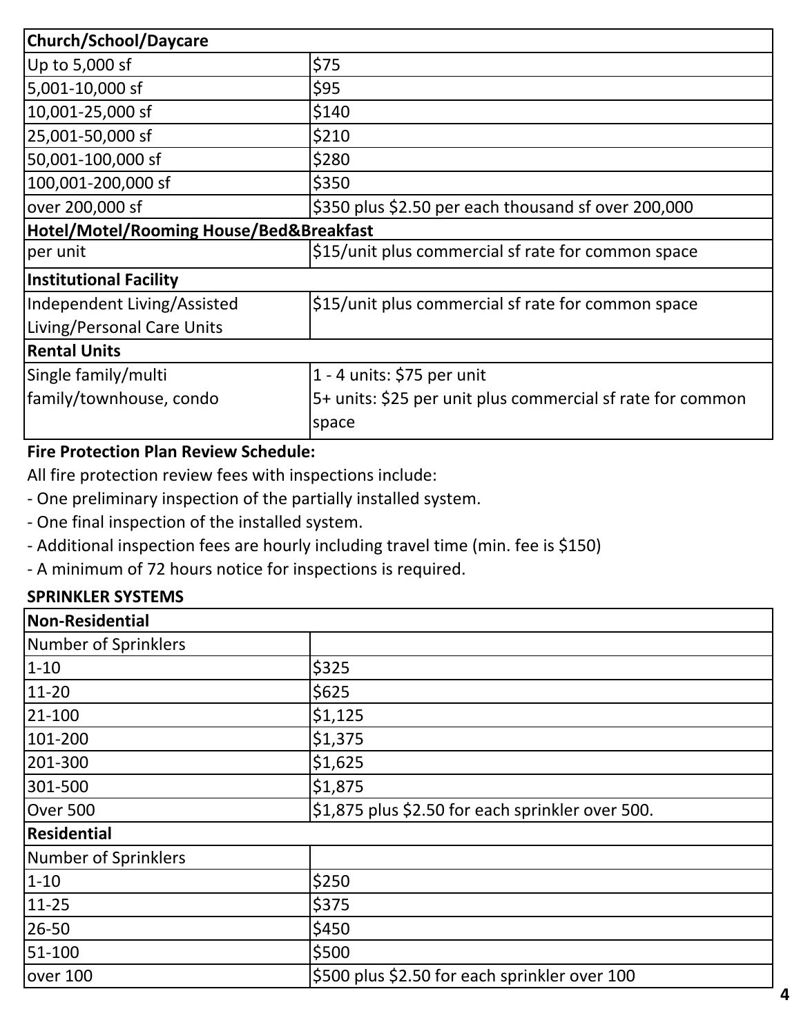| Church/School/Daycare | |
|---|---|
| Up to 5,000 sf | $75 |
| 5,001-10,000 sf | $95 |
| 10,001-25,000 sf | $140 |
| 25,001-50,000 sf | $210 |
| 50,001-100,000 sf | $280 |
| 100,001-200,000 sf | $350 |
| over 200,000 sf | $350 plus $2.50 per each thousand sf over 200,000 |
| **Hotel/Motel/Rooming House/Bed&Breakfast** | |
| per unit | $15/unit plus commercial sf rate for common space |
| **Institutional Facility** | |
| Independent Living/Assisted Living/Personal Care Units | $15/unit plus commercial sf rate for common space |
| **Rental Units** | |
| Single family/multi family/townhouse, condo | 1 - 4 units: $75 per unit<br>5+ units: $25 per unit plus commercial sf rate for common space |

**Fire Protection Plan Review Schedule:**

All fire protection review fees with inspections include:

- One preliminary inspection of the partially installed system.
- One final inspection of the installed system.
- Additional inspection fees are hourly including travel time (min. fee is $150)
- A minimum of 72 hours notice for inspections is required.

**SPRINKLER SYSTEMS**

| Non-Residential | |
|---|---|
| Number of Sprinklers | |
| 1-10 | $325 |
| 11-20 | $625 |
| 21-100 | $1,125 |
| 101-200 | $1,375 |
| 201-300 | $1,625 |
| 301-500 | $1,875 |
| Over 500 | $1,875 plus $2.50 for each sprinkler over 500. |
| **Residential** | |
| Number of Sprinklers | |
| 1-10 | $250 |
| 11-25 | $375 |
| 26-50 | $450 |
| 51-100 | $500 |
| over 100 | $500 plus $2.50 for each sprinkler over 100 |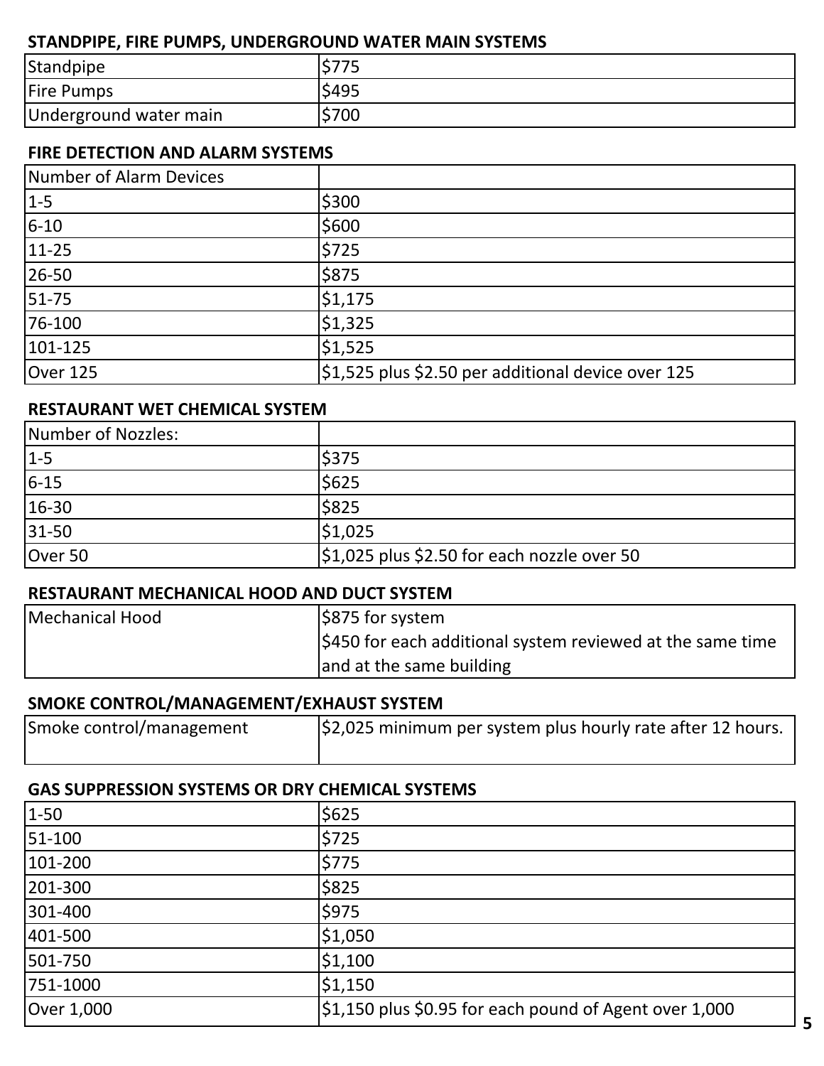### STANDPIPE, FIRE PUMPS, UNDERGROUND WATER MAIN SYSTEMS

| | |
|---|---|
| Standpipe | $775 |
| Fire Pumps | $495 |
| Underground water main | $700 |

### FIRE DETECTION AND ALARM SYSTEMS

| Number of Alarm Devices | |
|---|---|
| 1-5 | $300 |
| 6-10 | $600 |
| 11-25 | $725 |
| 26-50 | $875 |
| 51-75 | $1,175 |
| 76-100 | $1,325 |
| 101-125 | $1,525 |
| Over 125 | $1,525 plus $2.50 per additional device over 125 |

### RESTAURANT WET CHEMICAL SYSTEM

| Number of Nozzles: | |
|---|---|
| 1-5 | $375 |
| 6-15 | $625 |
| 16-30 | $825 |
| 31-50 | $1,025 |
| Over 50 | $1,025 plus $2.50 for each nozzle over 50 |

### RESTAURANT MECHANICAL HOOD AND DUCT SYSTEM

| | |
|---|---|
| Mechanical Hood | $875 for system<br>$450 for each additional system reviewed at the same time and at the same building |

### SMOKE CONTROL/MANAGEMENT/EXHAUST SYSTEM

| | |
|---|---|
| Smoke control/management | $2,025 minimum per system plus hourly rate after 12 hours. |

### GAS SUPPRESSION SYSTEMS OR DRY CHEMICAL SYSTEMS

| | |
|---|---|
| 1-50 | $625 |
| 51-100 | $725 |
| 101-200 | $775 |
| 201-300 | $825 |
| 301-400 | $975 |
| 401-500 | $1,050 |
| 501-750 | $1,100 |
| 751-1000 | $1,150 |
| Over 1,000 | $1,150 plus $0.95 for each pound of Agent over 1,000 |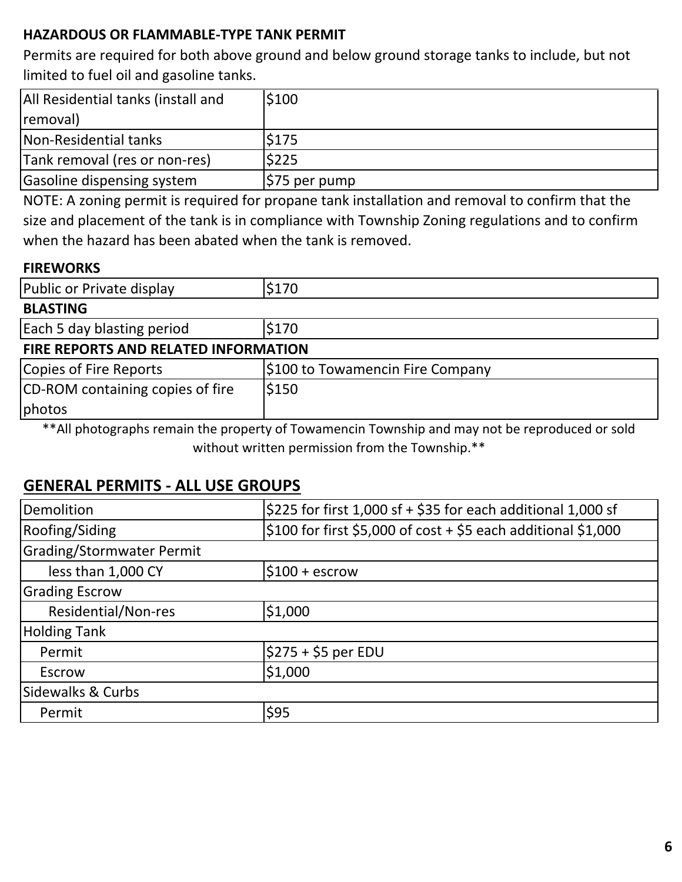**HAZARDOUS OR FLAMMABLE-TYPE TANK PERMIT**

Permits are required for both above ground and below ground storage tanks to include, but not limited to fuel oil and gasoline tanks.

| | |
|---|---|
| All Residential tanks (install and removal) | $100 |
| Non-Residential tanks | $175 |
| Tank removal (res or non-res) | $225 |
| Gasoline dispensing system | $75 per pump |

NOTE: A zoning permit is required for propane tank installation and removal to confirm that the size and placement of the tank is in compliance with Township Zoning regulations and to confirm when the hazard has been abated when the tank is removed.

**FIREWORKS**

| | |
|---|---|
| Public or Private display | $170 |

**BLASTING**

| | |
|---|---|
| Each 5 day blasting period | $170 |

**FIRE REPORTS AND RELATED INFORMATION**

| | |
|---|---|
| Copies of Fire Reports | $100 to Towamencin Fire Company |
| CD-ROM containing copies of fire photos | $150 |

**All photographs remain the property of Towamencin Township and may not be reproduced or sold without written permission from the Township.**

## GENERAL PERMITS - ALL USE GROUPS

| | |
|---|---|
| Demolition | $225 for first 1,000 sf + $35 for each additional 1,000 sf |
| Roofing/Siding | $100 for first $5,000 of cost + $5 each additional $1,000 |
| Grading/Stormwater Permit | |
| less than 1,000 CY | $100 + escrow |
| Grading Escrow | |
| Residential/Non-res | $1,000 |
| Holding Tank | |
| Permit | $275 + $5 per EDU |
| Escrow | $1,000 |
| Sidewalks & Curbs | |
| Permit | $95 |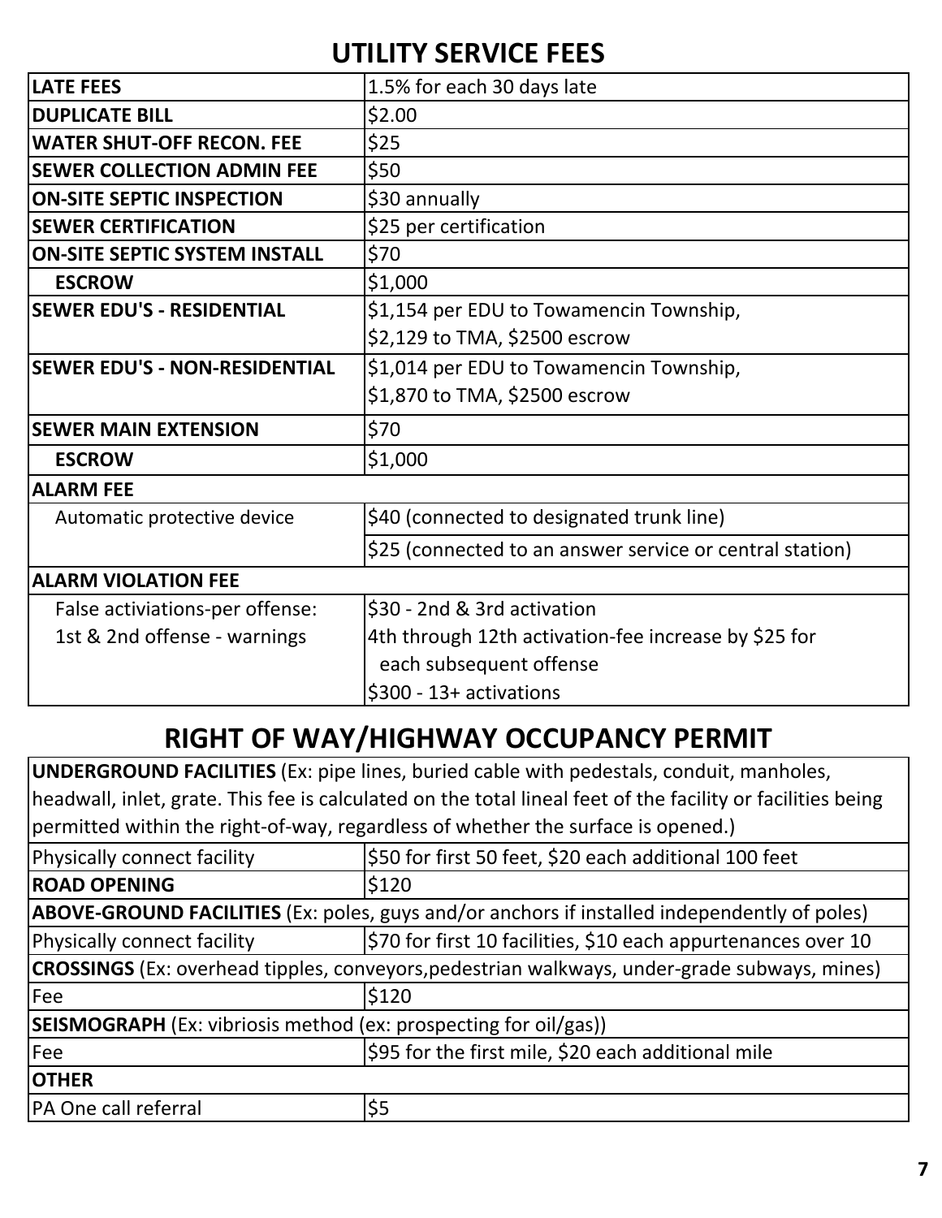## UTILITY SERVICE FEES

| | |
|---|---|
| **LATE FEES** | 1.5% for each 30 days late |
| **DUPLICATE BILL** | $2.00 |
| **WATER SHUT-OFF RECON. FEE** | $25 |
| **SEWER COLLECTION ADMIN FEE** | $50 |
| **ON-SITE SEPTIC INSPECTION** | $30 annually |
| **SEWER CERTIFICATION** | $25 per certification |
| **ON-SITE SEPTIC SYSTEM INSTALL** | $70 |
| **ESCROW** | $1,000 |
| **SEWER EDU'S - RESIDENTIAL** | $1,154 per EDU to Towamencin Township, $2,129 to TMA, $2500 escrow |
| **SEWER EDU'S - NON-RESIDENTIAL** | $1,014 per EDU to Towamencin Township, $1,870 to TMA, $2500 escrow |
| **SEWER MAIN EXTENSION** | $70 |
| **ESCROW** | $1,000 |
| **ALARM FEE** | |
| Automatic protective device | $40 (connected to designated trunk line) |
| | $25 (connected to an answer service or central station) |
| **ALARM VIOLATION FEE** | |
| False activiations-per offense: 1st & 2nd offense - warnings | $30 - 2nd & 3rd activation<br>4th through 12th activation-fee increase by $25 for each subsequent offense<br>$300 - 13+ activations |

## RIGHT OF WAY/HIGHWAY OCCUPANCY PERMIT

| | |
|---|---|
| **UNDERGROUND FACILITIES** (Ex: pipe lines, buried cable with pedestals, conduit, manholes, headwall, inlet, grate. This fee is calculated on the total lineal feet of the facility or facilities being permitted within the right-of-way, regardless of whether the surface is opened.) | |
| Physically connect facility | $50 for first 50 feet, $20 each additional 100 feet |
| **ROAD OPENING** | $120 |
| **ABOVE-GROUND FACILITIES** (Ex: poles, guys and/or anchors if installed independently of poles) | |
| Physically connect facility | $70 for first 10 facilities, $10 each appurtenances over 10 |
| **CROSSINGS** (Ex: overhead tipples, conveyors,pedestrian walkways, under-grade subways, mines) | |
| Fee | $120 |
| **SEISMOGRAPH** (Ex: vibriosis method (ex: prospecting for oil/gas)) | |
| Fee | $95 for the first mile, $20 each additional mile |
| **OTHER** | |
| PA One call referral | $5 |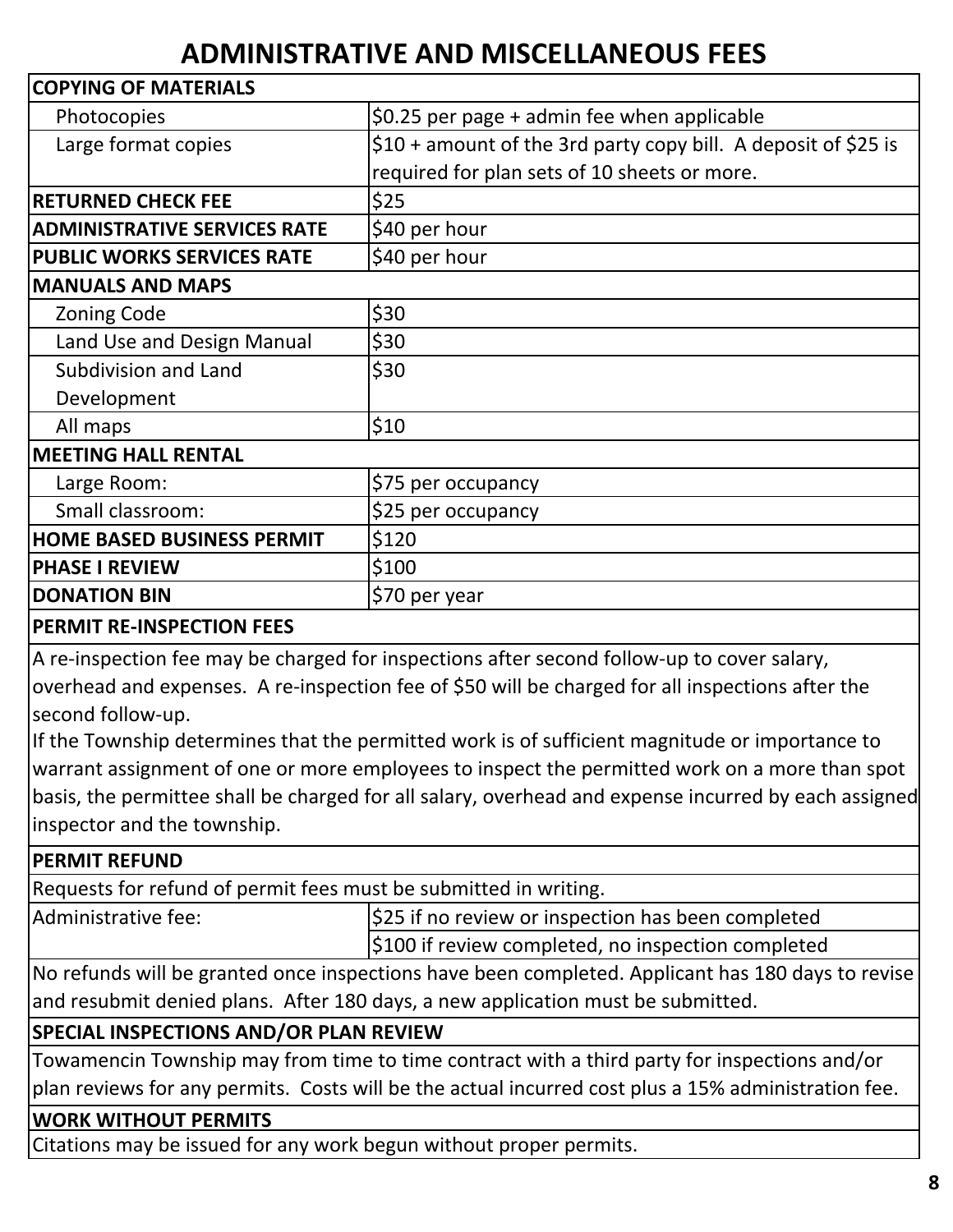# ADMINISTRATIVE AND MISCELLANEOUS FEES

| **COPYING OF MATERIALS** | |
|---|---|
| Photocopies | \$0.25 per page + admin fee when applicable |
| Large format copies | \$10 + amount of the 3rd party copy bill. A deposit of \$25 is required for plan sets of 10 sheets or more. |
| **RETURNED CHECK FEE** | \$25 |
| **ADMINISTRATIVE SERVICES RATE** | \$40 per hour |
| **PUBLIC WORKS SERVICES RATE** | \$40 per hour |
| **MANUALS AND MAPS** | |
| Zoning Code | \$30 |
| Land Use and Design Manual | \$30 |
| Subdivision and Land Development | \$30 |
| All maps | \$10 |
| **MEETING HALL RENTAL** | |
| Large Room: | \$75 per occupancy |
| Small classroom: | \$25 per occupancy |
| **HOME BASED BUSINESS PERMIT** | \$120 |
| **PHASE I REVIEW** | \$100 |
| **DONATION BIN** | \$70 per year |

**PERMIT RE-INSPECTION FEES**

A re-inspection fee may be charged for inspections after second follow-up to cover salary, overhead and expenses. A re-inspection fee of \$50 will be charged for all inspections after the second follow-up.

If the Township determines that the permitted work is of sufficient magnitude or importance to warrant assignment of one or more employees to inspect the permitted work on a more than spot basis, the permittee shall be charged for all salary, overhead and expense incurred by each assigned inspector and the township.

**PERMIT REFUND**

Requests for refund of permit fees must be submitted in writing.

| Administrative fee: | \$25 if no review or inspection has been completed |
|---|---|
| | \$100 if review completed, no inspection completed |

No refunds will be granted once inspections have been completed. Applicant has 180 days to revise and resubmit denied plans. After 180 days, a new application must be submitted.

**SPECIAL INSPECTIONS AND/OR PLAN REVIEW**

Towamencin Township may from time to time contract with a third party for inspections and/or plan reviews for any permits. Costs will be the actual incurred cost plus a 15% administration fee.

**WORK WITHOUT PERMITS**

Citations may be issued for any work begun without proper permits.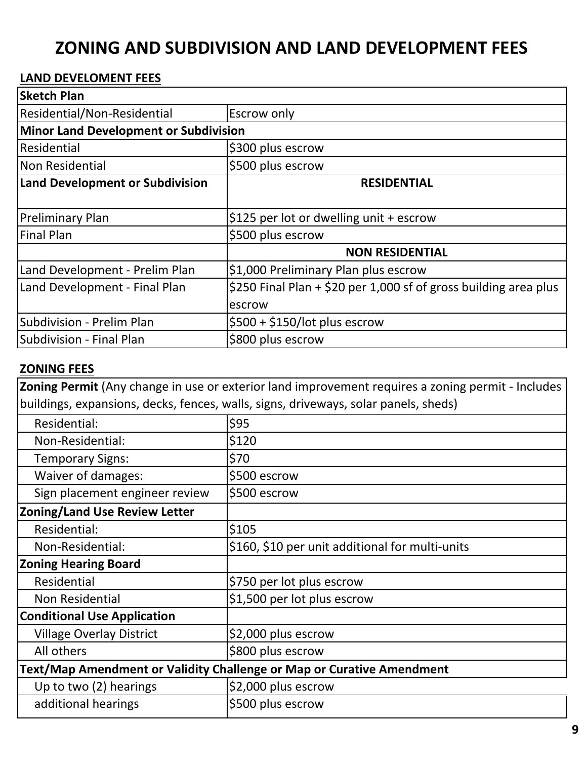# ZONING AND SUBDIVISION AND LAND DEVELOPMENT FEES

**LAND DEVELOMENT FEES**

| **Sketch Plan** | |
|---|---|
| Residential/Non-Residential | Escrow only |
| **Minor Land Development or Subdivision** | |
| Residential | $300 plus escrow |
| Non Residential | $500 plus escrow |
| **Land Development or Subdivision** | **RESIDENTIAL** |
| Preliminary Plan | $125 per lot or dwelling unit + escrow |
| Final Plan | $500 plus escrow |
| | **NON RESIDENTIAL** |
| Land Development - Prelim Plan | $1,000 Preliminary Plan plus escrow |
| Land Development - Final Plan | $250 Final Plan + $20 per 1,000 sf of gross building area plus escrow |
| Subdivision - Prelim Plan | $500 + $150/lot plus escrow |
| Subdivision - Final Plan | $800 plus escrow |

**ZONING FEES**

| **Zoning Permit** (Any change in use or exterior land improvement requires a zoning permit - Includes buildings, expansions, decks, fences, walls, signs, driveways, solar panels, sheds) | |
|---|---|
| Residential: | $95 |
| Non-Residential: | $120 |
| Temporary Signs: | $70 |
| Waiver of damages: | $500 escrow |
| Sign placement engineer review | $500 escrow |
| **Zoning/Land Use Review Letter** | |
| Residential: | $105 |
| Non-Residential: | $160, $10 per unit additional for multi-units |
| **Zoning Hearing Board** | |
| Residential | $750 per lot plus escrow |
| Non Residential | $1,500 per lot plus escrow |
| **Conditional Use Application** | |
| Village Overlay District | $2,000 plus escrow |
| All others | $800 plus escrow |
| **Text/Map Amendment or Validity Challenge or Map or Curative Amendment** | |
| Up to two (2) hearings | $2,000 plus escrow |
| additional hearings | $500 plus escrow |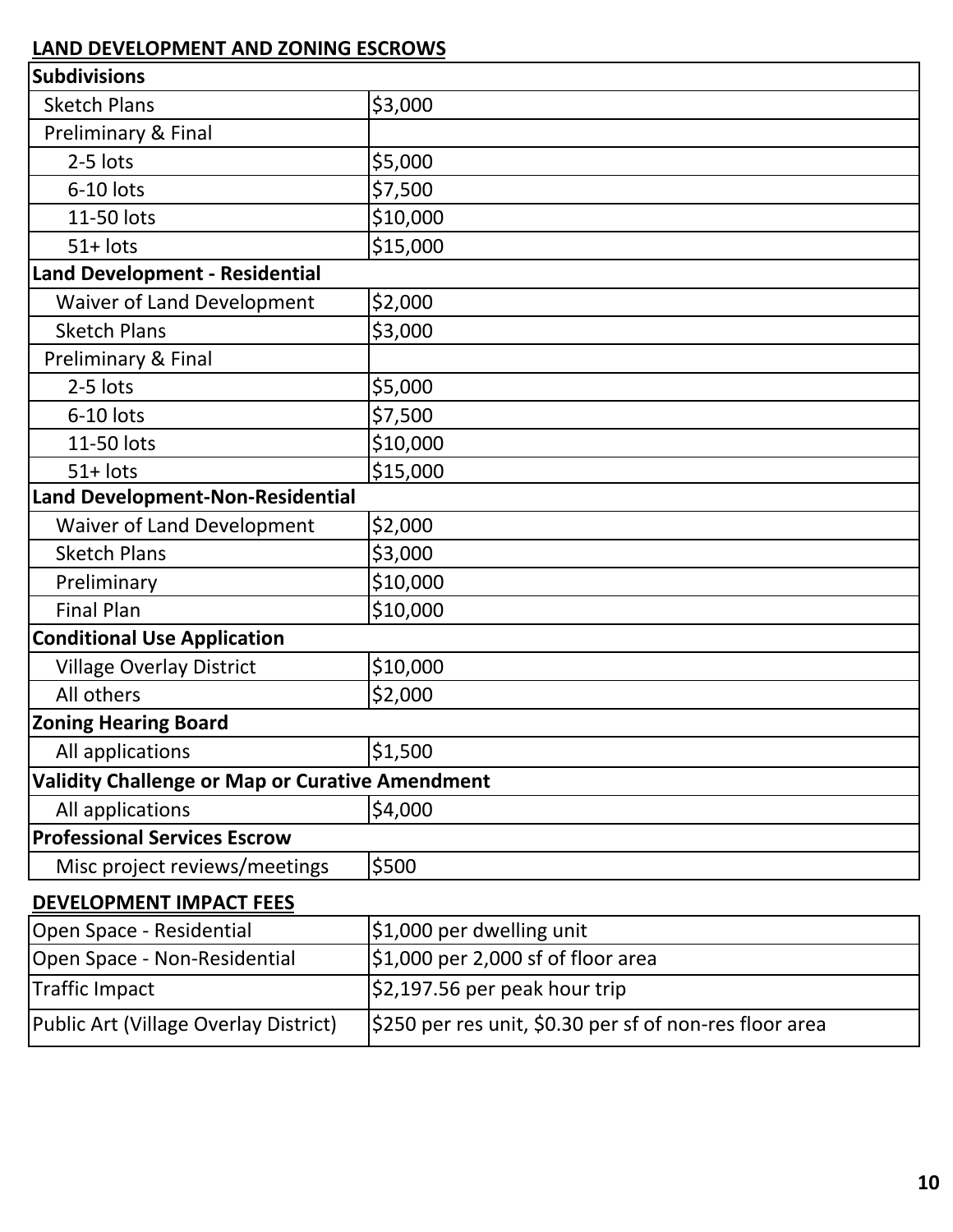## LAND DEVELOPMENT AND ZONING ESCROWS

| **Subdivisions** | |
|---|---|
| Sketch Plans | $3,000 |
| Preliminary & Final | |
| 2-5 lots | $5,000 |
| 6-10 lots | $7,500 |
| 11-50 lots | $10,000 |
| 51+ lots | $15,000 |
| **Land Development - Residential** | |
| Waiver of Land Development | $2,000 |
| Sketch Plans | $3,000 |
| Preliminary & Final | |
| 2-5 lots | $5,000 |
| 6-10 lots | $7,500 |
| 11-50 lots | $10,000 |
| 51+ lots | $15,000 |
| **Land Development-Non-Residential** | |
| Waiver of Land Development | $2,000 |
| Sketch Plans | $3,000 |
| Preliminary | $10,000 |
| Final Plan | $10,000 |
| **Conditional Use Application** | |
| Village Overlay District | $10,000 |
| All others | $2,000 |
| **Zoning Hearing Board** | |
| All applications | $1,500 |
| **Validity Challenge or Map or Curative Amendment** | |
| All applications | $4,000 |
| **Professional Services Escrow** | |
| Misc project reviews/meetings | $500 |

## DEVELOPMENT IMPACT FEES

| | |
|---|---|
| Open Space - Residential | $1,000 per dwelling unit |
| Open Space - Non-Residential | $1,000 per 2,000 sf of floor area |
| Traffic Impact | $2,197.56 per peak hour trip |
| Public Art (Village Overlay District) | $250 per res unit, $0.30 per sf of non-res floor area |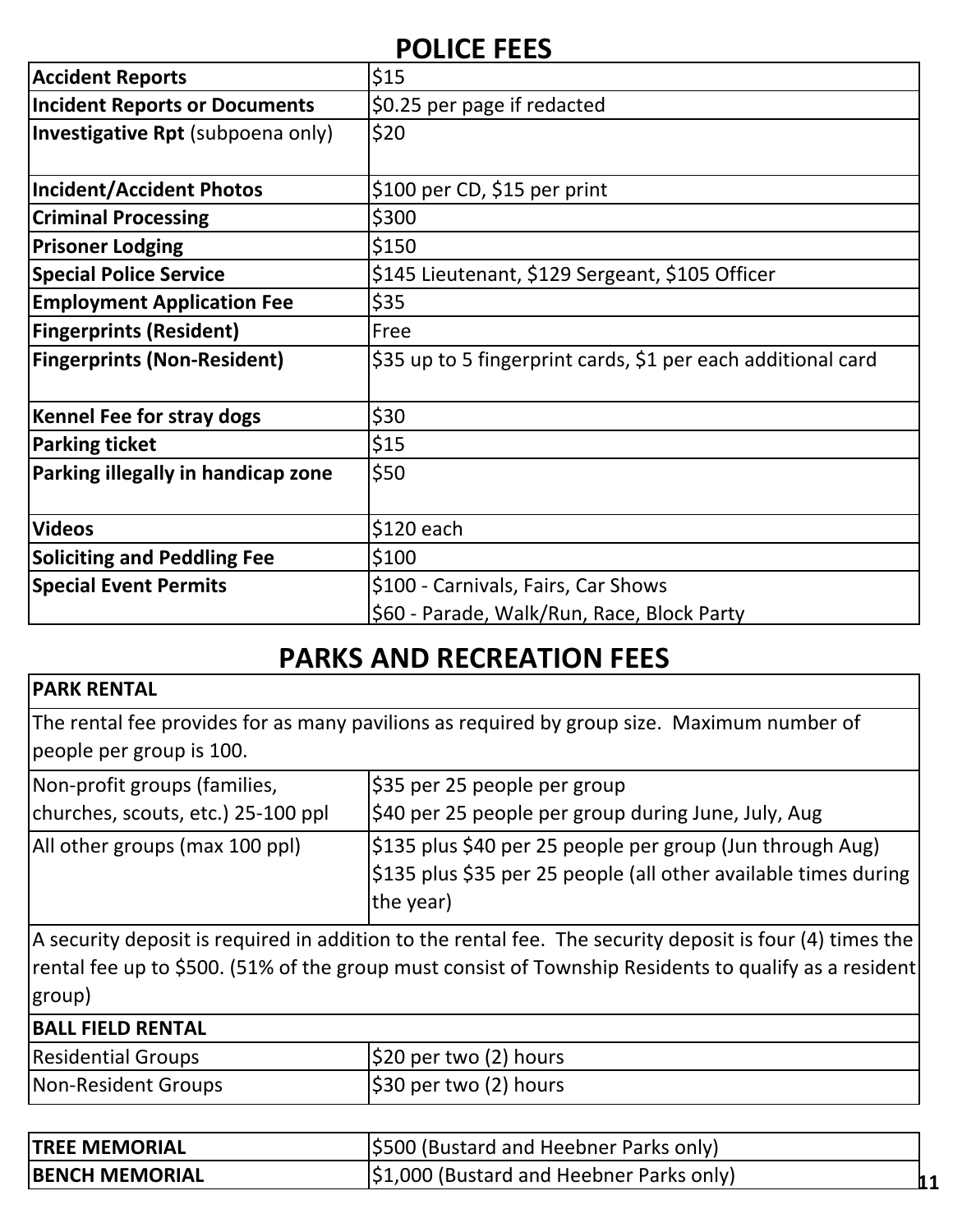## POLICE FEES

| | |
|---|---|
| **Accident Reports** | $15 |
| **Incident Reports or Documents** | $0.25 per page if redacted |
| **Investigative Rpt** (subpoena only) | $20 |
| **Incident/Accident Photos** | $100 per CD, $15 per print |
| **Criminal Processing** | $300 |
| **Prisoner Lodging** | $150 |
| **Special Police Service** | $145 Lieutenant, $129 Sergeant, $105 Officer |
| **Employment Application Fee** | $35 |
| **Fingerprints (Resident)** | Free |
| **Fingerprints (Non-Resident)** | $35 up to 5 fingerprint cards, $1 per each additional card |
| **Kennel Fee for stray dogs** | $30 |
| **Parking ticket** | $15 |
| **Parking illegally in handicap zone** | $50 |
| **Videos** | $120 each |
| **Soliciting and Peddling Fee** | $100 |
| **Special Event Permits** | $100 - Carnivals, Fairs, Car Shows<br>$60 - Parade, Walk/Run, Race, Block Party |

## PARKS AND RECREATION FEES

**PARK RENTAL**

The rental fee provides for as many pavilions as required by group size. Maximum number of people per group is 100.

| | |
|---|---|
| Non-profit groups (families, churches, scouts, etc.) 25-100 ppl | $35 per 25 people per group<br>$40 per 25 people per group during June, July, Aug |
| All other groups (max 100 ppl) | $135 plus $40 per 25 people per group (Jun through Aug)<br>$135 plus $35 per 25 people (all other available times during the year) |

A security deposit is required in addition to the rental fee. The security deposit is four (4) times the rental fee up to $500. (51% of the group must consist of Township Residents to qualify as a resident group)

**BALL FIELD RENTAL**

| | |
|---|---|
| Residential Groups | $20 per two (2) hours |
| Non-Resident Groups | $30 per two (2) hours |

| | |
|---|---|
| **TREE MEMORIAL** | $500 (Bustard and Heebner Parks only) |
| **BENCH MEMORIAL** | $1,000 (Bustard and Heebner Parks only) |